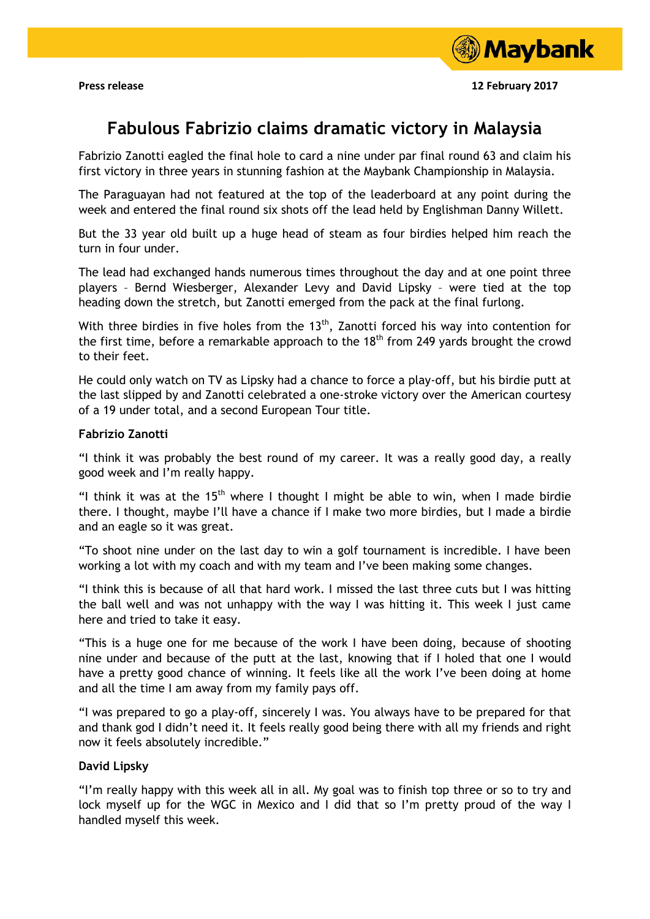**Press release** 12 February 2017

# Fabulous Fabrizio claims dramatic victory in Malaysia

Fabrizio Zanotti eagled the final hole to card a nine under par final round 63 and claim his first victory in three years in stunning fashion at the Maybank Championship in Malaysia.

The Paraguayan had not featured at the top of the leaderboard at any point during the week and entered the final round six shots off the lead held by Englishman Danny Willett.

But the 33 year old built up a huge head of steam as four birdies helped him reach the turn in four under.

The lead had exchanged hands numerous times throughout the day and at one point three players – Bernd Wiesberger, Alexander Levy and David Lipsky – were tied at the top heading down the stretch, but Zanotti emerged from the pack at the final furlong.

With three birdies in five holes from the 13th, Zanotti forced his way into contention for the first time, before a remarkable approach to the 18th from 249 yards brought the crowd to their feet.

He could only watch on TV as Lipsky had a chance to force a play-off, but his birdie putt at the last slipped by and Zanotti celebrated a one-stroke victory over the American courtesy of a 19 under total, and a second European Tour title.

**Fabrizio Zanotti**

"I think it was probably the best round of my career. It was a really good day, a really good week and I'm really happy.

"I think it was at the 15th where I thought I might be able to win, when I made birdie there. I thought, maybe I'll have a chance if I make two more birdies, but I made a birdie and an eagle so it was great.

"To shoot nine under on the last day to win a golf tournament is incredible. I have been working a lot with my coach and with my team and I've been making some changes.

"I think this is because of all that hard work. I missed the last three cuts but I was hitting the ball well and was not unhappy with the way I was hitting it. This week I just came here and tried to take it easy.

"This is a huge one for me because of the work I have been doing, because of shooting nine under and because of the putt at the last, knowing that if I holed that one I would have a pretty good chance of winning. It feels like all the work I've been doing at home and all the time I am away from my family pays off.

"I was prepared to go a play-off, sincerely I was. You always have to be prepared for that and thank god I didn't need it. It feels really good being there with all my friends and right now it feels absolutely incredible."

**David Lipsky**

"I'm really happy with this week all in all. My goal was to finish top three or so to try and lock myself up for the WGC in Mexico and I did that so I'm pretty proud of the way I handled myself this week.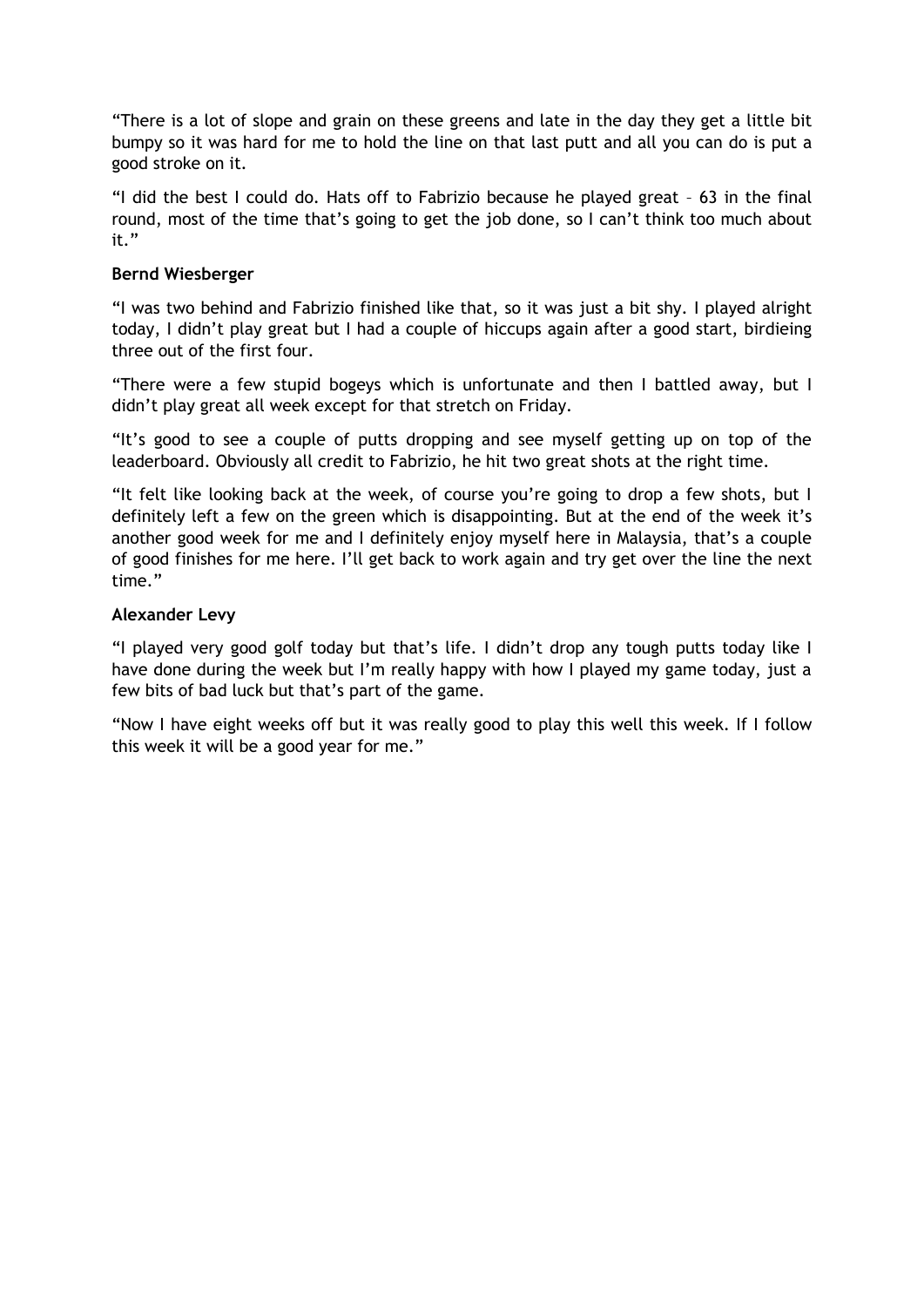"There is a lot of slope and grain on these greens and late in the day they get a little bit bumpy so it was hard for me to hold the line on that last putt and all you can do is put a good stroke on it.

"I did the best I could do. Hats off to Fabrizio because he played great – 63 in the final round, most of the time that's going to get the job done, so I can't think too much about it."

**Bernd Wiesberger**

"I was two behind and Fabrizio finished like that, so it was just a bit shy. I played alright today, I didn't play great but I had a couple of hiccups again after a good start, birdieing three out of the first four.

"There were a few stupid bogeys which is unfortunate and then I battled away, but I didn't play great all week except for that stretch on Friday.

"It's good to see a couple of putts dropping and see myself getting up on top of the leaderboard. Obviously all credit to Fabrizio, he hit two great shots at the right time.

"It felt like looking back at the week, of course you're going to drop a few shots, but I definitely left a few on the green which is disappointing. But at the end of the week it's another good week for me and I definitely enjoy myself here in Malaysia, that's a couple of good finishes for me here. I'll get back to work again and try get over the line the next time."

**Alexander Levy**

"I played very good golf today but that's life. I didn't drop any tough putts today like I have done during the week but I'm really happy with how I played my game today, just a few bits of bad luck but that's part of the game.

"Now I have eight weeks off but it was really good to play this well this week. If I follow this week it will be a good year for me."